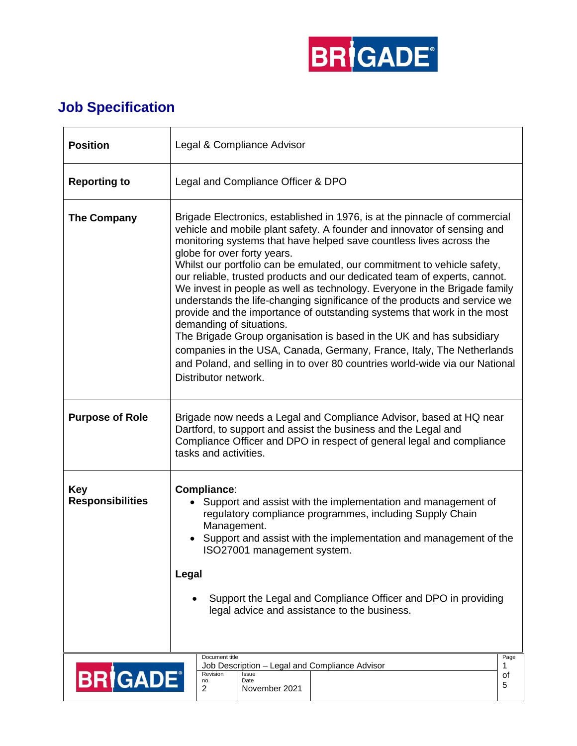# Job Specification

| | |
|---|---|
| **Position** | Legal & Compliance Advisor |
| **Reporting to** | Legal and Compliance Officer & DPO |
| **The Company** | Brigade Electronics, established in 1976, is at the pinnacle of commercial vehicle and mobile plant safety. A founder and innovator of sensing and monitoring systems that have helped save countless lives across the globe for over forty years.<br>Whilst our portfolio can be emulated, our commitment to vehicle safety, our reliable, trusted products and our dedicated team of experts, cannot. We invest in people as well as technology. Everyone in the Brigade family understands the life-changing significance of the products and service we provide and the importance of outstanding systems that work in the most demanding of situations.<br>The Brigade Group organisation is based in the UK and has subsidiary companies in the USA, Canada, Germany, France, Italy, The Netherlands and Poland, and selling in to over 80 countries world-wide via our National Distributor network. |
| **Purpose of Role** | Brigade now needs a Legal and Compliance Advisor, based at HQ near Dartford, to support and assist the business and the Legal and Compliance Officer and DPO in respect of general legal and compliance tasks and activities. |
| **Key Responsibilities** | **Compliance**:<br>• Support and assist with the implementation and management of regulatory compliance programmes, including Supply Chain Management.<br>• Support and assist with the implementation and management of the ISO27001 management system.<br><br>**Legal**<br><br>• Support the Legal and Compliance Officer and DPO in providing legal advice and assistance to the business. |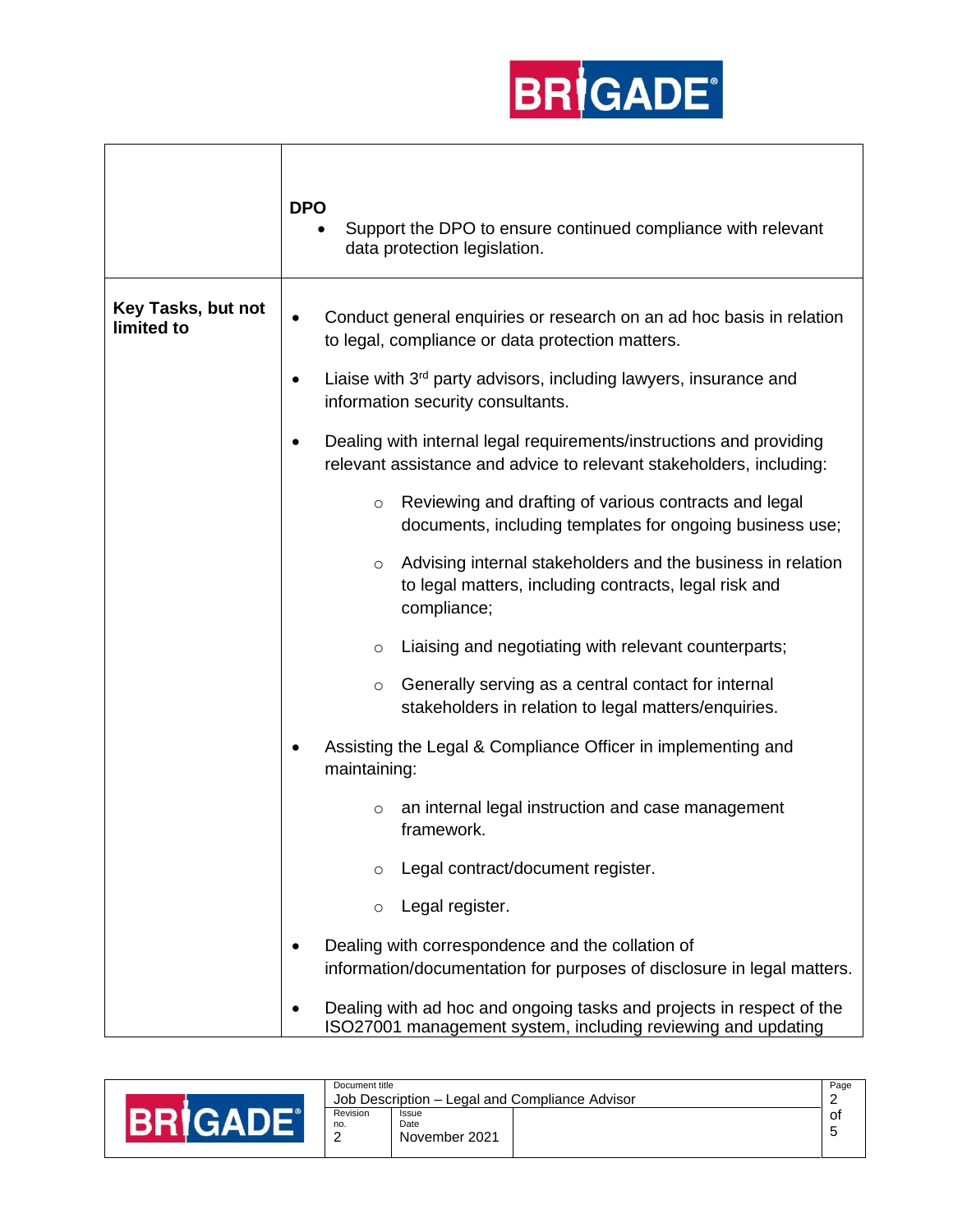| | |
|---|---|
| | **DPO**<br>• Support the DPO to ensure continued compliance with relevant data protection legislation. |
| **Key Tasks, but not limited to** | • Conduct general enquiries or research on an ad hoc basis in relation to legal, compliance or data protection matters.<br>• Liaise with 3rd party advisors, including lawyers, insurance and information security consultants.<br>• Dealing with internal legal requirements/instructions and providing relevant assistance and advice to relevant stakeholders, including:<br>  ○ Reviewing and drafting of various contracts and legal documents, including templates for ongoing business use;<br>  ○ Advising internal stakeholders and the business in relation to legal matters, including contracts, legal risk and compliance;<br>  ○ Liaising and negotiating with relevant counterparts;<br>  ○ Generally serving as a central contact for internal stakeholders in relation to legal matters/enquiries.<br>• Assisting the Legal & Compliance Officer in implementing and maintaining:<br>  ○ an internal legal instruction and case management framework.<br>  ○ Legal contract/document register.<br>  ○ Legal register.<br>• Dealing with correspondence and the collation of information/documentation for purposes of disclosure in legal matters.<br>• Dealing with ad hoc and ongoing tasks and projects in respect of the ISO27001 management system, including reviewing and updating |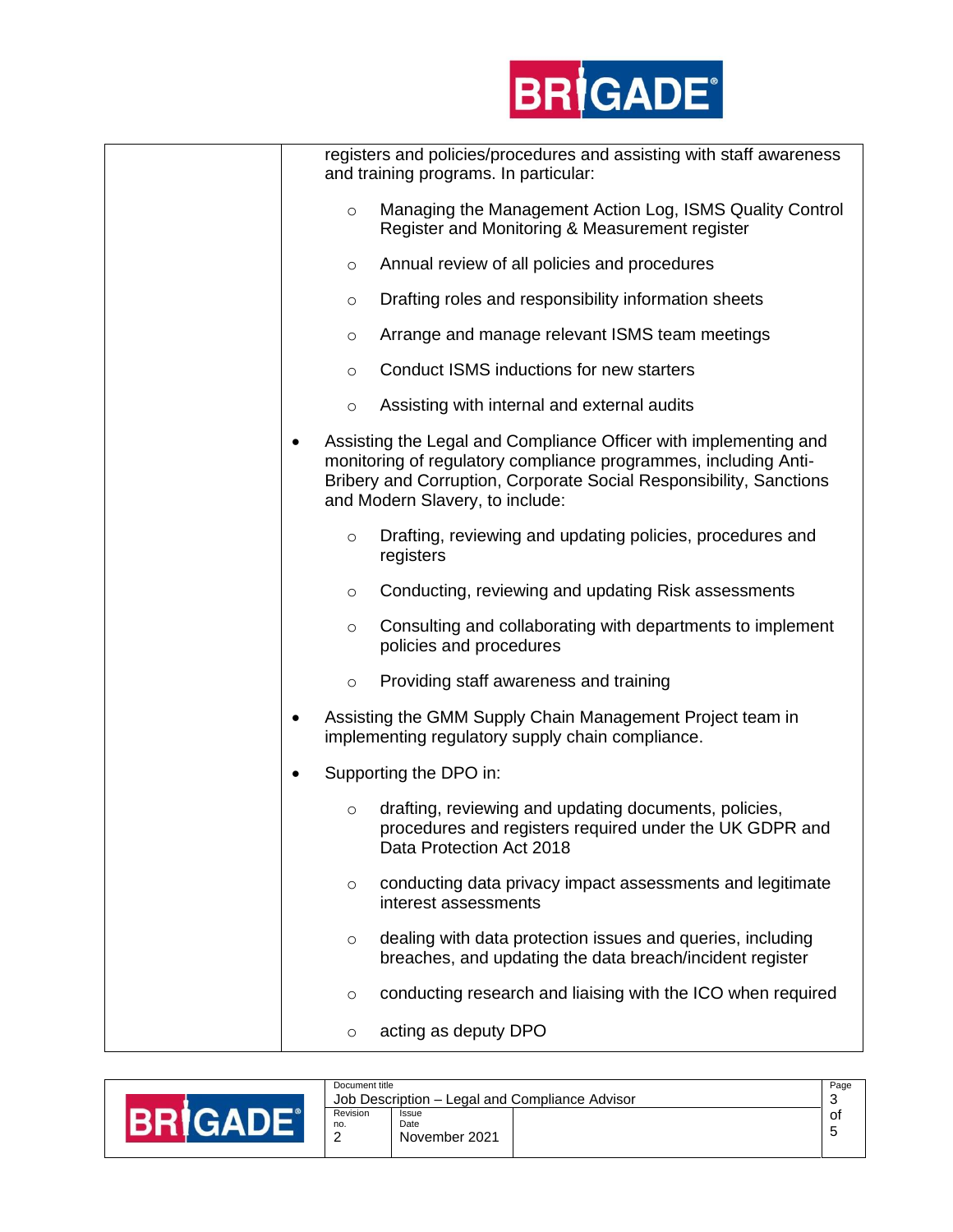registers and policies/procedures and assisting with staff awareness and training programs. In particular:

  - Managing the Management Action Log, ISMS Quality Control Register and Monitoring & Measurement register
  - Annual review of all policies and procedures
  - Drafting roles and responsibility information sheets
  - Arrange and manage relevant ISMS team meetings
  - Conduct ISMS inductions for new starters
  - Assisting with internal and external audits

- Assisting the Legal and Compliance Officer with implementing and monitoring of regulatory compliance programmes, including Anti-Bribery and Corruption, Corporate Social Responsibility, Sanctions and Modern Slavery, to include:
  - Drafting, reviewing and updating policies, procedures and registers
  - Conducting, reviewing and updating Risk assessments
  - Consulting and collaborating with departments to implement policies and procedures
  - Providing staff awareness and training
- Assisting the GMM Supply Chain Management Project team in implementing regulatory supply chain compliance.
- Supporting the DPO in:
  - drafting, reviewing and updating documents, policies, procedures and registers required under the UK GDPR and Data Protection Act 2018
  - conducting data privacy impact assessments and legitimate interest assessments
  - dealing with data protection issues and queries, including breaches, and updating the data breach/incident register
  - conducting research and liaising with the ICO when required
  - acting as deputy DPO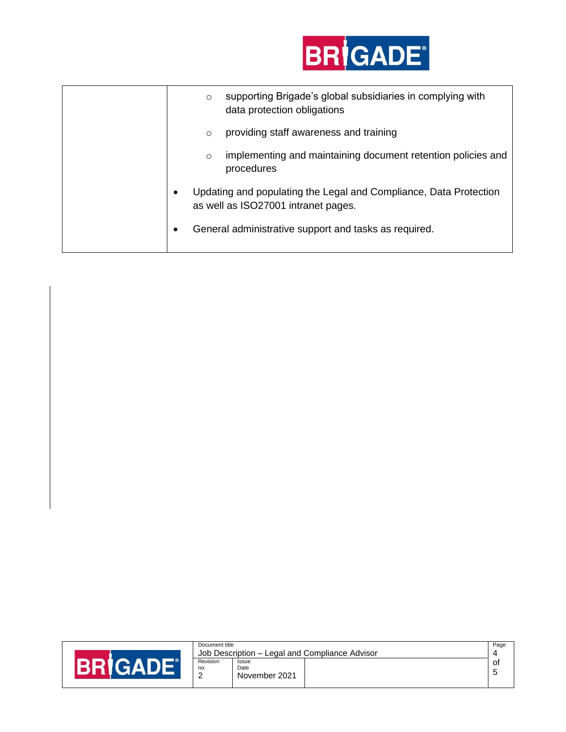| | |
|---|---|
| | ◦ supporting Brigade's global subsidiaries in complying with data protection obligations<br>◦ providing staff awareness and training<br>◦ implementing and maintaining document retention policies and procedures<br>• Updating and populating the Legal and Compliance, Data Protection as well as ISO27001 intranet pages.<br>• General administrative support and tasks as required. |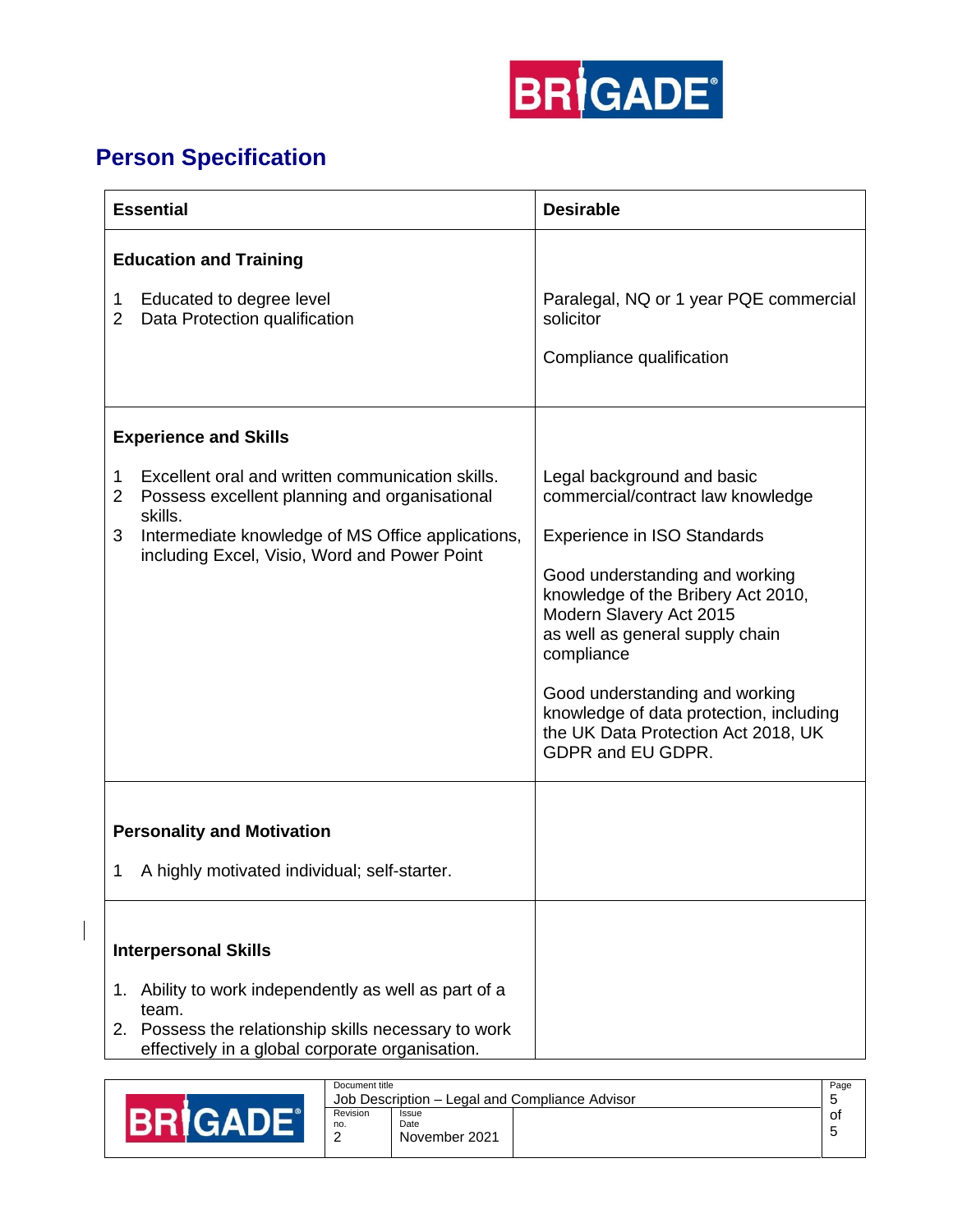## Person Specification

| Essential | Desirable |
|---|---|
| **Education and Training**<br><br>1 Educated to degree level<br>2 Data Protection qualification | Paralegal, NQ or 1 year PQE commercial solicitor<br><br>Compliance qualification |
| **Experience and Skills**<br><br>1 Excellent oral and written communication skills.<br>2 Possess excellent planning and organisational skills.<br>3 Intermediate knowledge of MS Office applications, including Excel, Visio, Word and Power Point | Legal background and basic commercial/contract law knowledge<br><br>Experience in ISO Standards<br><br>Good understanding and working knowledge of the Bribery Act 2010, Modern Slavery Act 2015 as well as general supply chain compliance<br><br>Good understanding and working knowledge of data protection, including the UK Data Protection Act 2018, UK GDPR and EU GDPR. |
| **Personality and Motivation**<br><br>1 A highly motivated individual; self-starter. | |
| **Interpersonal Skills**<br><br>1. Ability to work independently as well as part of a team.<br>2. Possess the relationship skills necessary to work effectively in a global corporate organisation. | |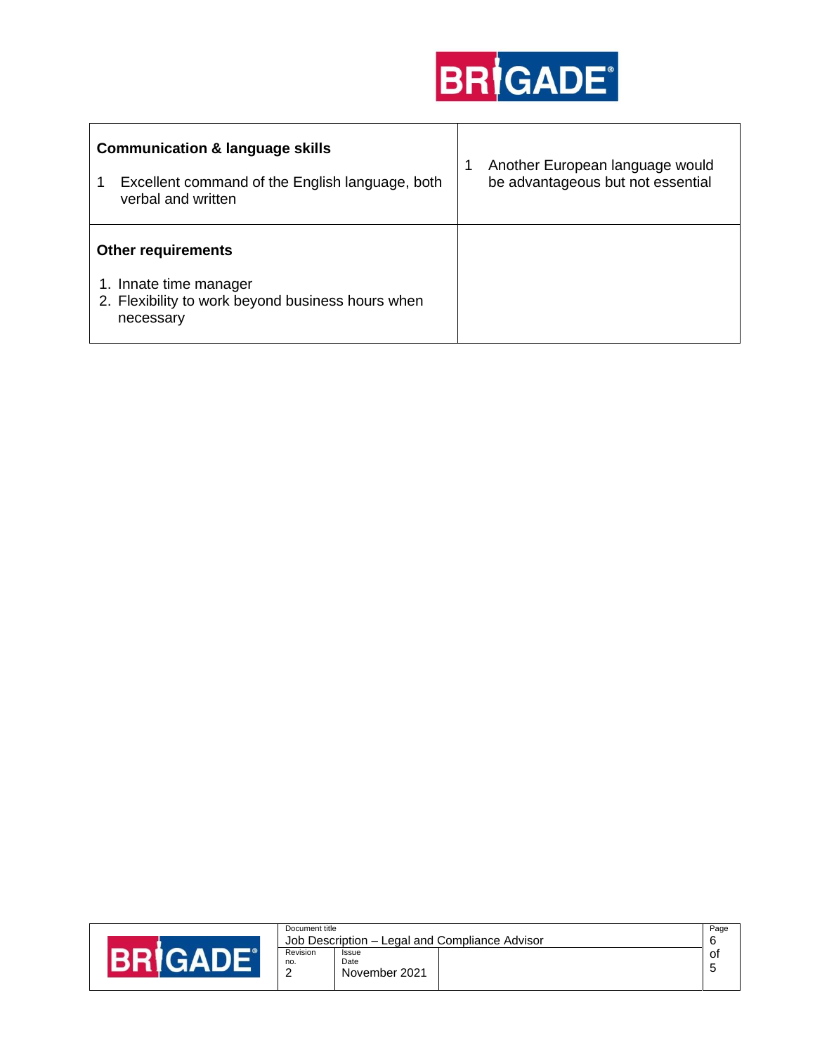| | |
|---|---|
| **Communication & language skills**<br><br>1 Excellent command of the English language, both verbal and written | 1 Another European language would be advantageous but not essential |
| **Other requirements**<br><br>1. Innate time manager<br>2. Flexibility to work beyond business hours when necessary | |